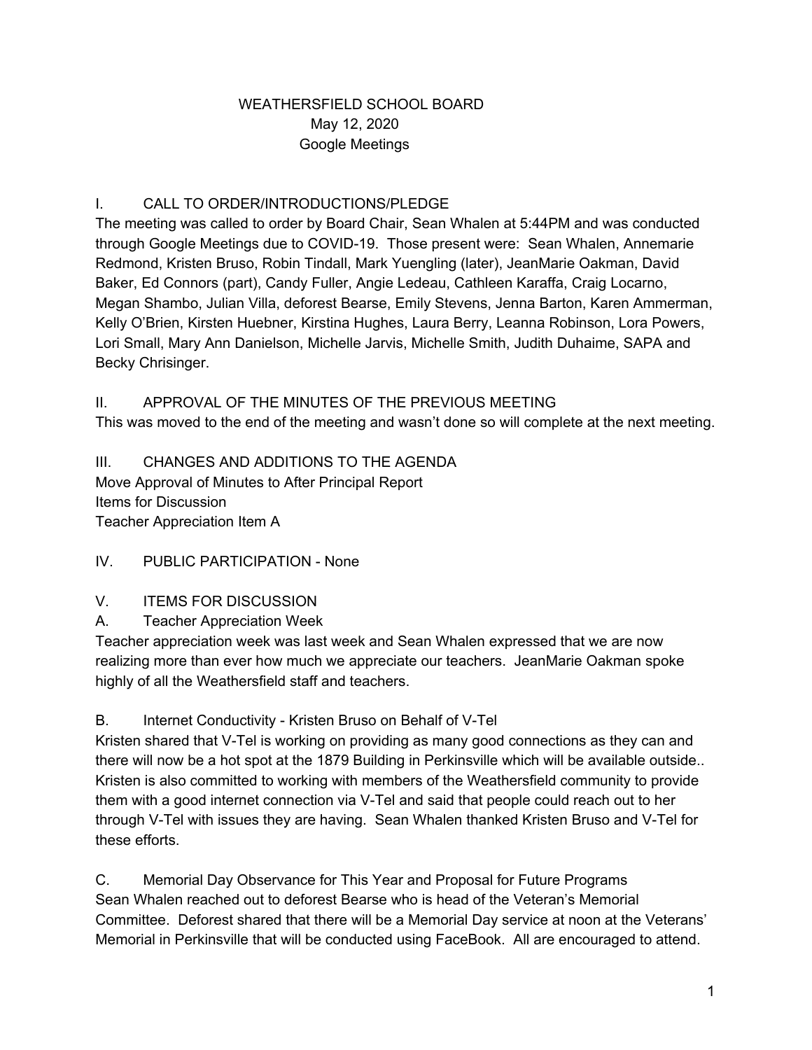# WEATHERSFIELD SCHOOL BOARD

May 12, 2020

Google Meetings

## I. CALL TO ORDER/INTRODUCTIONS/PLEDGE

The meeting was called to order by Board Chair, Sean Whalen at 5:44PM and was conducted through Google Meetings due to COVID-19. Those present were: Sean Whalen, Annemarie Redmond, Kristen Bruso, Robin Tindall, Mark Yuengling (later), JeanMarie Oakman, David Baker, Ed Connors (part), Candy Fuller, Angie Ledeau, Cathleen Karaffa, Craig Locarno, Megan Shambo, Julian Villa, deforest Bearse, Emily Stevens, Jenna Barton, Karen Ammerman, Kelly O'Brien, Kirsten Huebner, Kirstina Hughes, Laura Berry, Leanna Robinson, Lora Powers, Lori Small, Mary Ann Danielson, Michelle Jarvis, Michelle Smith, Judith Duhaime, SAPA and Becky Chrisinger.

## II. APPROVAL OF THE MINUTES OF THE PREVIOUS MEETING

This was moved to the end of the meeting and wasn't done so will complete at the next meeting.

## III. CHANGES AND ADDITIONS TO THE AGENDA

Move Approval of Minutes to After Principal Report

Items for Discussion

Teacher Appreciation Item A

## IV. PUBLIC PARTICIPATION - None

## V. ITEMS FOR DISCUSSION

### A. Teacher Appreciation Week

Teacher appreciation week was last week and Sean Whalen expressed that we are now realizing more than ever how much we appreciate our teachers. JeanMarie Oakman spoke highly of all the Weathersfield staff and teachers.

### B. Internet Conductivity - Kristen Bruso on Behalf of V-Tel

Kristen shared that V-Tel is working on providing as many good connections as they can and there will now be a hot spot at the 1879 Building in Perkinsville which will be available outside.. Kristen is also committed to working with members of the Weathersfield community to provide them with a good internet connection via V-Tel and said that people could reach out to her through V-Tel with issues they are having. Sean Whalen thanked Kristen Bruso and V-Tel for these efforts.

### C. Memorial Day Observance for This Year and Proposal for Future Programs

Sean Whalen reached out to deforest Bearse who is head of the Veteran's Memorial Committee. Deforest shared that there will be a Memorial Day service at noon at the Veterans' Memorial in Perkinsville that will be conducted using FaceBook. All are encouraged to attend.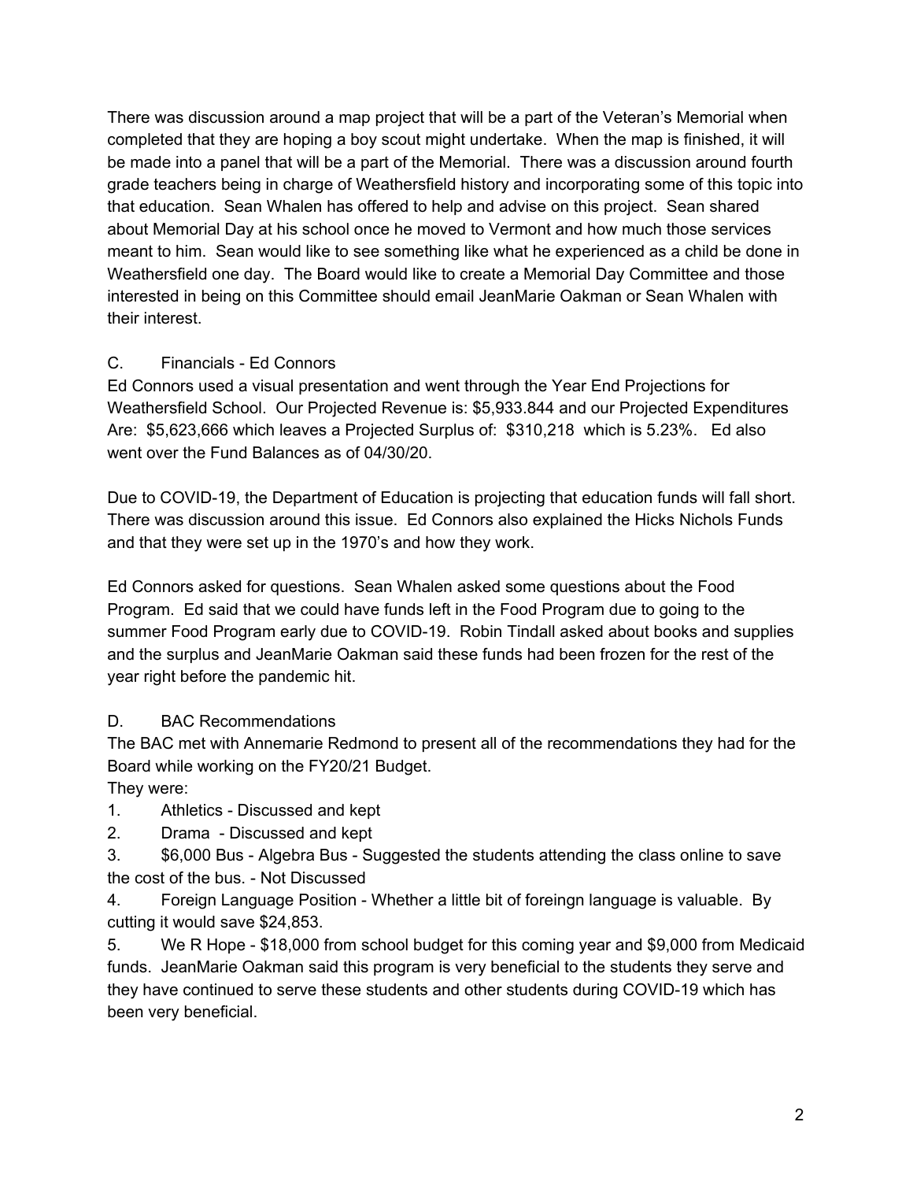There was discussion around a map project that will be a part of the Veteran's Memorial when completed that they are hoping a boy scout might undertake. When the map is finished, it will be made into a panel that will be a part of the Memorial. There was a discussion around fourth grade teachers being in charge of Weathersfield history and incorporating some of this topic into that education. Sean Whalen has offered to help and advise on this project. Sean shared about Memorial Day at his school once he moved to Vermont and how much those services meant to him. Sean would like to see something like what he experienced as a child be done in Weathersfield one day. The Board would like to create a Memorial Day Committee and those interested in being on this Committee should email JeanMarie Oakman or Sean Whalen with their interest.

C. Financials - Ed Connors

Ed Connors used a visual presentation and went through the Year End Projections for Weathersfield School. Our Projected Revenue is: $5,933.844 and our Projected Expenditures Are: $5,623,666 which leaves a Projected Surplus of: $310,218 which is 5.23%. Ed also went over the Fund Balances as of 04/30/20.

Due to COVID-19, the Department of Education is projecting that education funds will fall short. There was discussion around this issue. Ed Connors also explained the Hicks Nichols Funds and that they were set up in the 1970's and how they work.

Ed Connors asked for questions. Sean Whalen asked some questions about the Food Program. Ed said that we could have funds left in the Food Program due to going to the summer Food Program early due to COVID-19. Robin Tindall asked about books and supplies and the surplus and JeanMarie Oakman said these funds had been frozen for the rest of the year right before the pandemic hit.

D. BAC Recommendations

The BAC met with Annemarie Redmond to present all of the recommendations they had for the Board while working on the FY20/21 Budget.

They were:

1. Athletics - Discussed and kept
2. Drama - Discussed and kept
3. $6,000 Bus - Algebra Bus - Suggested the students attending the class online to save the cost of the bus. - Not Discussed
4. Foreign Language Position - Whether a little bit of foreingn language is valuable. By cutting it would save $24,853.
5. We R Hope - $18,000 from school budget for this coming year and $9,000 from Medicaid funds. JeanMarie Oakman said this program is very beneficial to the students they serve and they have continued to serve these students and other students during COVID-19 which has been very beneficial.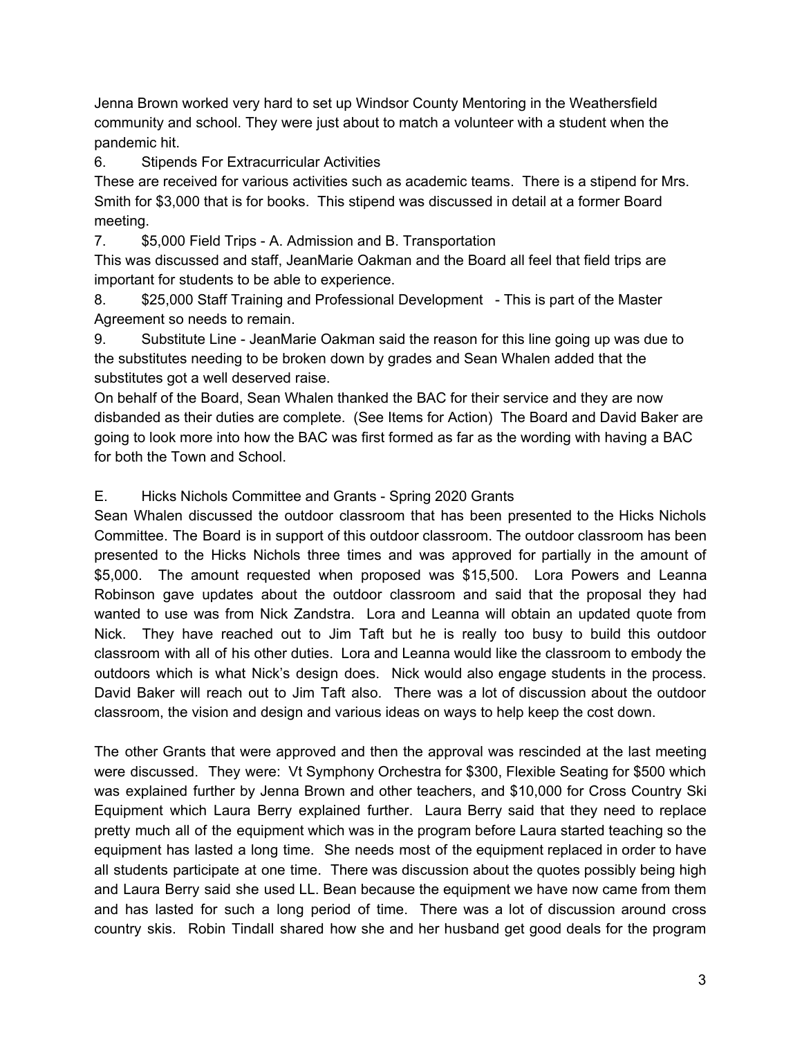Jenna Brown worked very hard to set up Windsor County Mentoring in the Weathersfield community and school. They were just about to match a volunteer with a student when the pandemic hit.

6. Stipends For Extracurricular Activities

These are received for various activities such as academic teams. There is a stipend for Mrs. Smith for $3,000 that is for books. This stipend was discussed in detail at a former Board meeting.

7. $5,000 Field Trips - A. Admission and B. Transportation

This was discussed and staff, JeanMarie Oakman and the Board all feel that field trips are important for students to be able to experience.

8. $25,000 Staff Training and Professional Development - This is part of the Master Agreement so needs to remain.

9. Substitute Line - JeanMarie Oakman said the reason for this line going up was due to the substitutes needing to be broken down by grades and Sean Whalen added that the substitutes got a well deserved raise.

On behalf of the Board, Sean Whalen thanked the BAC for their service and they are now disbanded as their duties are complete. (See Items for Action) The Board and David Baker are going to look more into how the BAC was first formed as far as the wording with having a BAC for both the Town and School.

E. Hicks Nichols Committee and Grants - Spring 2020 Grants

Sean Whalen discussed the outdoor classroom that has been presented to the Hicks Nichols Committee. The Board is in support of this outdoor classroom. The outdoor classroom has been presented to the Hicks Nichols three times and was approved for partially in the amount of $5,000. The amount requested when proposed was $15,500. Lora Powers and Leanna Robinson gave updates about the outdoor classroom and said that the proposal they had wanted to use was from Nick Zandstra. Lora and Leanna will obtain an updated quote from Nick. They have reached out to Jim Taft but he is really too busy to build this outdoor classroom with all of his other duties. Lora and Leanna would like the classroom to embody the outdoors which is what Nick's design does. Nick would also engage students in the process. David Baker will reach out to Jim Taft also. There was a lot of discussion about the outdoor classroom, the vision and design and various ideas on ways to help keep the cost down.

The other Grants that were approved and then the approval was rescinded at the last meeting were discussed. They were: Vt Symphony Orchestra for $300, Flexible Seating for $500 which was explained further by Jenna Brown and other teachers, and $10,000 for Cross Country Ski Equipment which Laura Berry explained further. Laura Berry said that they need to replace pretty much all of the equipment which was in the program before Laura started teaching so the equipment has lasted a long time. She needs most of the equipment replaced in order to have all students participate at one time. There was discussion about the quotes possibly being high and Laura Berry said she used LL. Bean because the equipment we have now came from them and has lasted for such a long period of time. There was a lot of discussion around cross country skis. Robin Tindall shared how she and her husband get good deals for the program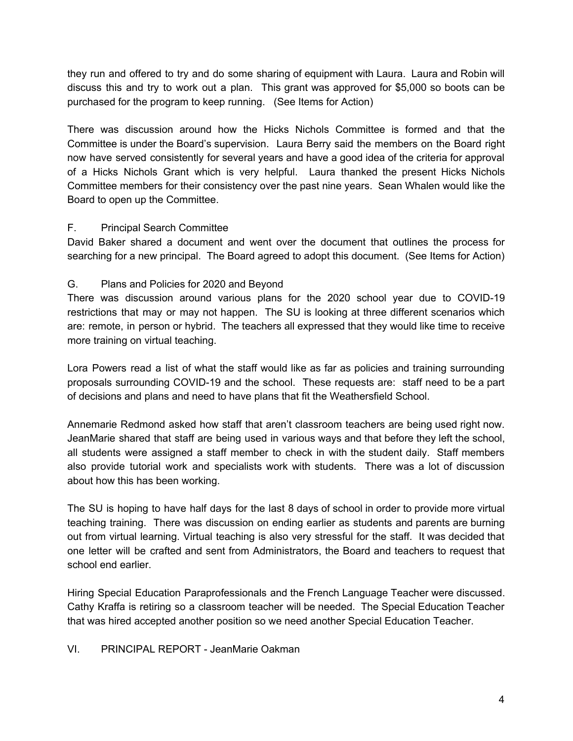they run and offered to try and do some sharing of equipment with Laura. Laura and Robin will discuss this and try to work out a plan. This grant was approved for $5,000 so boots can be purchased for the program to keep running. (See Items for Action)

There was discussion around how the Hicks Nichols Committee is formed and that the Committee is under the Board's supervision. Laura Berry said the members on the Board right now have served consistently for several years and have a good idea of the criteria for approval of a Hicks Nichols Grant which is very helpful. Laura thanked the present Hicks Nichols Committee members for their consistency over the past nine years. Sean Whalen would like the Board to open up the Committee.

F. Principal Search Committee

David Baker shared a document and went over the document that outlines the process for searching for a new principal. The Board agreed to adopt this document. (See Items for Action)

G. Plans and Policies for 2020 and Beyond

There was discussion around various plans for the 2020 school year due to COVID-19 restrictions that may or may not happen. The SU is looking at three different scenarios which are: remote, in person or hybrid. The teachers all expressed that they would like time to receive more training on virtual teaching.

Lora Powers read a list of what the staff would like as far as policies and training surrounding proposals surrounding COVID-19 and the school. These requests are: staff need to be a part of decisions and plans and need to have plans that fit the Weathersfield School.

Annemarie Redmond asked how staff that aren't classroom teachers are being used right now. JeanMarie shared that staff are being used in various ways and that before they left the school, all students were assigned a staff member to check in with the student daily. Staff members also provide tutorial work and specialists work with students. There was a lot of discussion about how this has been working.

The SU is hoping to have half days for the last 8 days of school in order to provide more virtual teaching training. There was discussion on ending earlier as students and parents are burning out from virtual learning. Virtual teaching is also very stressful for the staff. It was decided that one letter will be crafted and sent from Administrators, the Board and teachers to request that school end earlier.

Hiring Special Education Paraprofessionals and the French Language Teacher were discussed. Cathy Kraffa is retiring so a classroom teacher will be needed. The Special Education Teacher that was hired accepted another position so we need another Special Education Teacher.

VI. PRINCIPAL REPORT - JeanMarie Oakman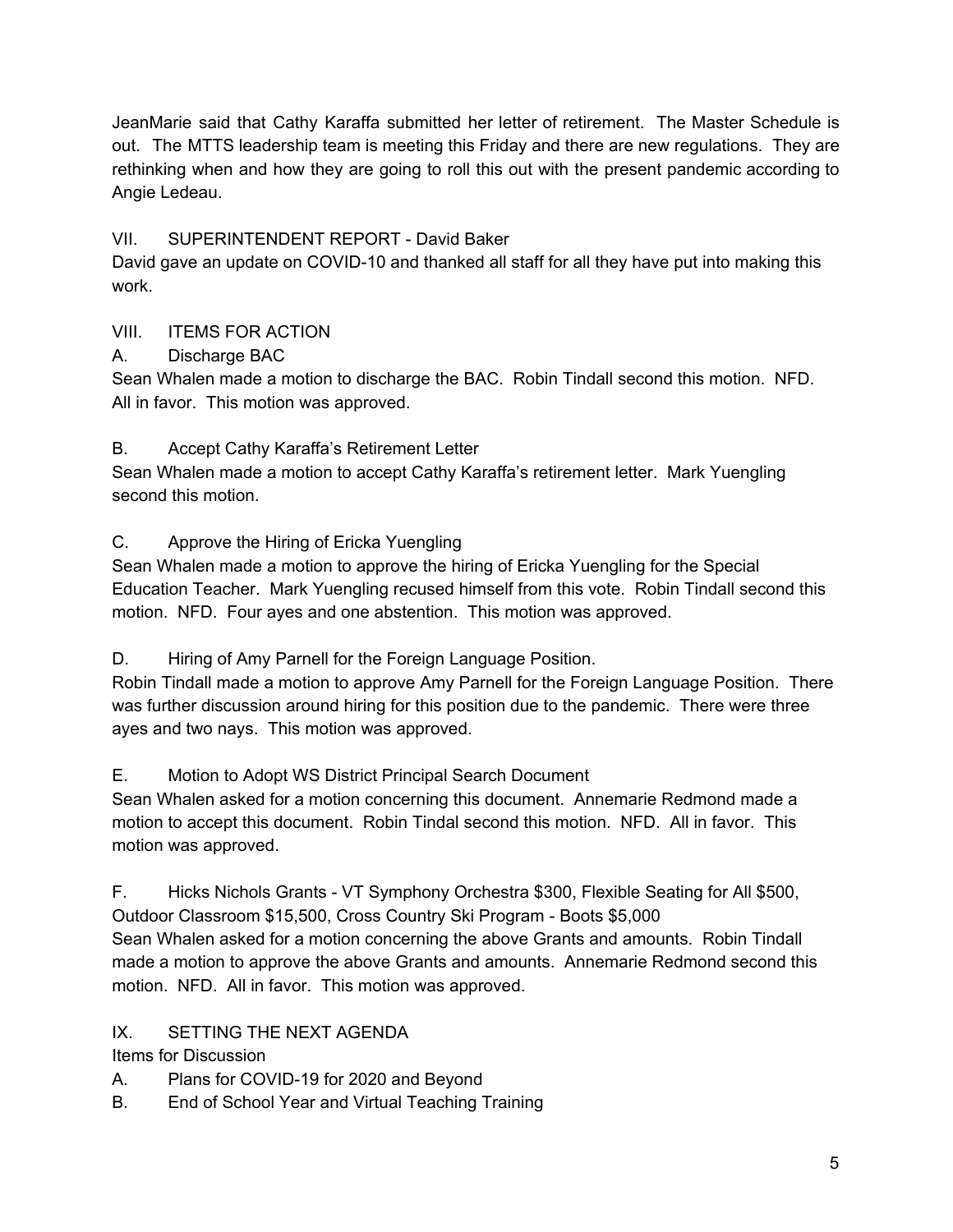JeanMarie said that Cathy Karaffa submitted her letter of retirement. The Master Schedule is out. The MTTS leadership team is meeting this Friday and there are new regulations. They are rethinking when and how they are going to roll this out with the present pandemic according to Angie Ledeau.

VII. SUPERINTENDENT REPORT - David Baker

David gave an update on COVID-10 and thanked all staff for all they have put into making this work.

VIII. ITEMS FOR ACTION

A. Discharge BAC

Sean Whalen made a motion to discharge the BAC. Robin Tindall second this motion. NFD. All in favor. This motion was approved.

B. Accept Cathy Karaffa's Retirement Letter

Sean Whalen made a motion to accept Cathy Karaffa's retirement letter. Mark Yuengling second this motion.

C. Approve the Hiring of Ericka Yuengling

Sean Whalen made a motion to approve the hiring of Ericka Yuengling for the Special Education Teacher. Mark Yuengling recused himself from this vote. Robin Tindall second this motion. NFD. Four ayes and one abstention. This motion was approved.

D. Hiring of Amy Parnell for the Foreign Language Position.

Robin Tindall made a motion to approve Amy Parnell for the Foreign Language Position. There was further discussion around hiring for this position due to the pandemic. There were three ayes and two nays. This motion was approved.

E. Motion to Adopt WS District Principal Search Document

Sean Whalen asked for a motion concerning this document. Annemarie Redmond made a motion to accept this document. Robin Tindal second this motion. NFD. All in favor. This motion was approved.

F. Hicks Nichols Grants - VT Symphony Orchestra $300, Flexible Seating for All $500, Outdoor Classroom $15,500, Cross Country Ski Program - Boots $5,000

Sean Whalen asked for a motion concerning the above Grants and amounts. Robin Tindall made a motion to approve the above Grants and amounts. Annemarie Redmond second this motion. NFD. All in favor. This motion was approved.

IX. SETTING THE NEXT AGENDA

Items for Discussion

A. Plans for COVID-19 for 2020 and Beyond

B. End of School Year and Virtual Teaching Training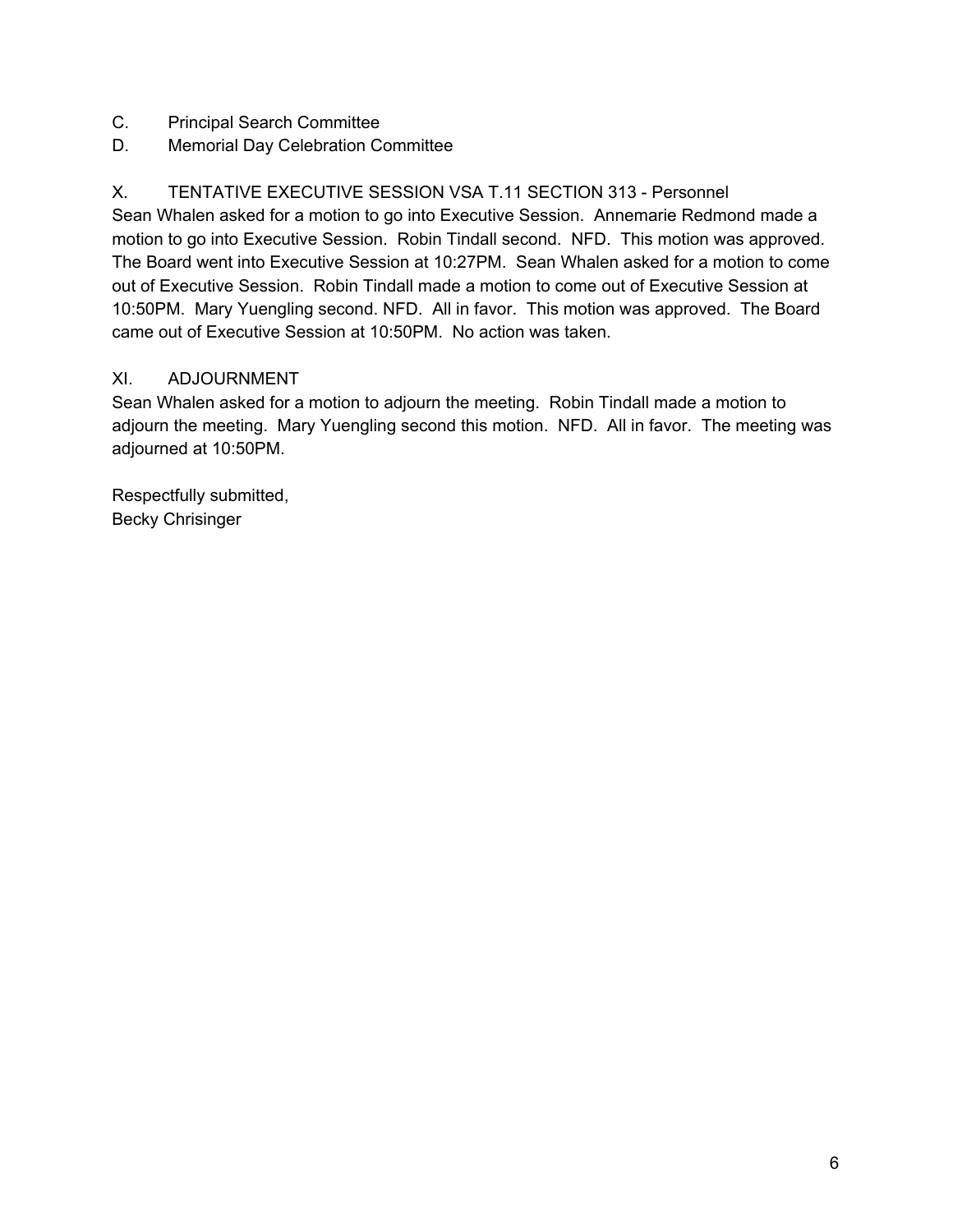C. Principal Search Committee

D. Memorial Day Celebration Committee

X. TENTATIVE EXECUTIVE SESSION VSA T.11 SECTION 313 - Personnel

Sean Whalen asked for a motion to go into Executive Session. Annemarie Redmond made a motion to go into Executive Session. Robin Tindall second. NFD. This motion was approved. The Board went into Executive Session at 10:27PM. Sean Whalen asked for a motion to come out of Executive Session. Robin Tindall made a motion to come out of Executive Session at 10:50PM. Mary Yuengling second. NFD. All in favor. This motion was approved. The Board came out of Executive Session at 10:50PM. No action was taken.

XI. ADJOURNMENT

Sean Whalen asked for a motion to adjourn the meeting. Robin Tindall made a motion to adjourn the meeting. Mary Yuengling second this motion. NFD. All in favor. The meeting was adjourned at 10:50PM.

Respectfully submitted,
Becky Chrisinger